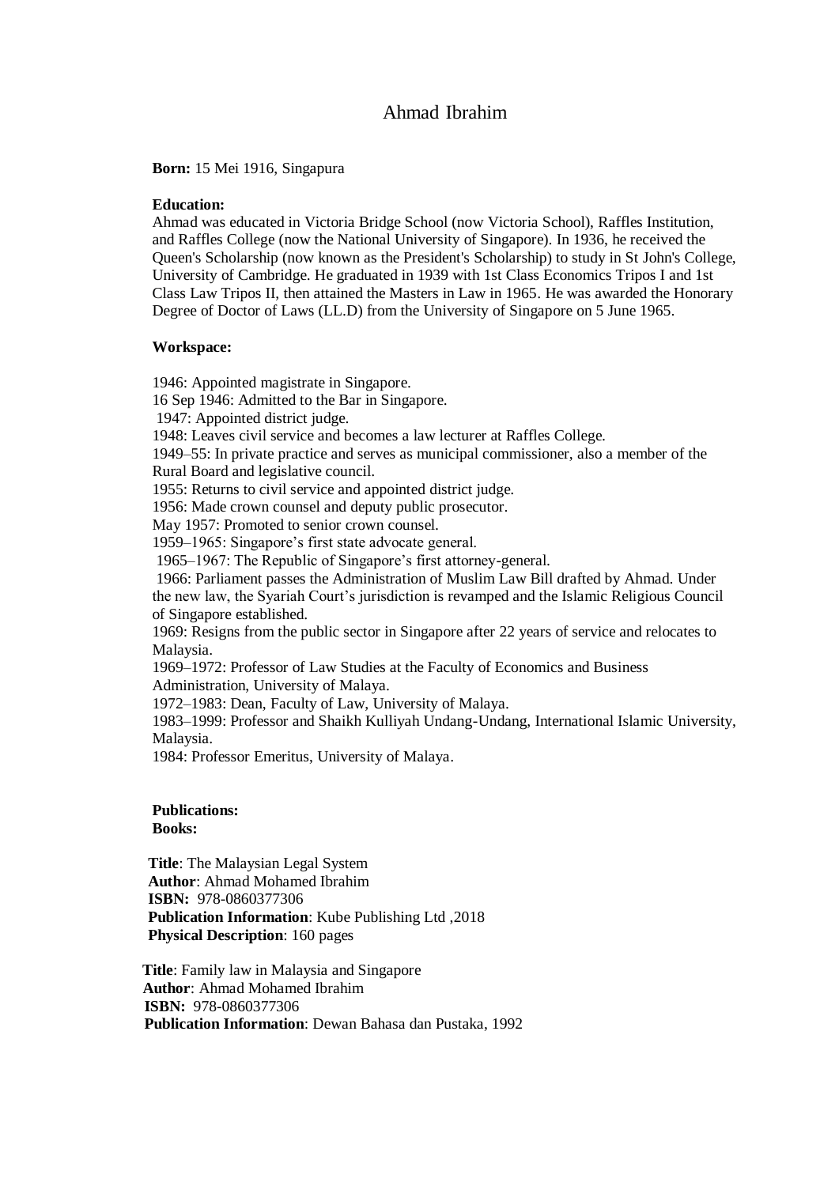# Ahmad Ibrahim

**Born:** 15 Mei 1916, Singapura

**Education:**

Ahmad was educated in Victoria Bridge School (now Victoria School), Raffles Institution, and Raffles College (now the National University of Singapore). In 1936, he received the Queen's Scholarship (now known as the President's Scholarship) to study in St John's College, University of Cambridge. He graduated in 1939 with 1st Class Economics Tripos I and 1st Class Law Tripos II, then attained the Masters in Law in 1965. He was awarded the Honorary Degree of Doctor of Laws (LL.D) from the University of Singapore on 5 June 1965.

**Workspace:**

1946: Appointed magistrate in Singapore.
16 Sep 1946: Admitted to the Bar in Singapore.
1947: Appointed district judge.
1948: Leaves civil service and becomes a law lecturer at Raffles College.
1949–55: In private practice and serves as municipal commissioner, also a member of the Rural Board and legislative council.
1955: Returns to civil service and appointed district judge.
1956: Made crown counsel and deputy public prosecutor.
May 1957: Promoted to senior crown counsel.
1959–1965: Singapore's first state advocate general.
1965–1967: The Republic of Singapore's first attorney-general.
1966: Parliament passes the Administration of Muslim Law Bill drafted by Ahmad. Under the new law, the Syariah Court's jurisdiction is revamped and the Islamic Religious Council of Singapore established.
1969: Resigns from the public sector in Singapore after 22 years of service and relocates to Malaysia.
1969–1972: Professor of Law Studies at the Faculty of Economics and Business Administration, University of Malaya.
1972–1983: Dean, Faculty of Law, University of Malaya.
1983–1999: Professor and Shaikh Kulliyah Undang-Undang, International Islamic University, Malaysia.
1984: Professor Emeritus, University of Malaya.

**Publications:**
**Books:**

**Title**: The Malaysian Legal System
**Author**: Ahmad Mohamed Ibrahim
**ISBN:** 978-0860377306
**Publication Information**: Kube Publishing Ltd ,2018
**Physical Description**: 160 pages

**Title**: Family law in Malaysia and Singapore
**Author**: Ahmad Mohamed Ibrahim
**ISBN:** 978-0860377306
**Publication Information**: Dewan Bahasa dan Pustaka, 1992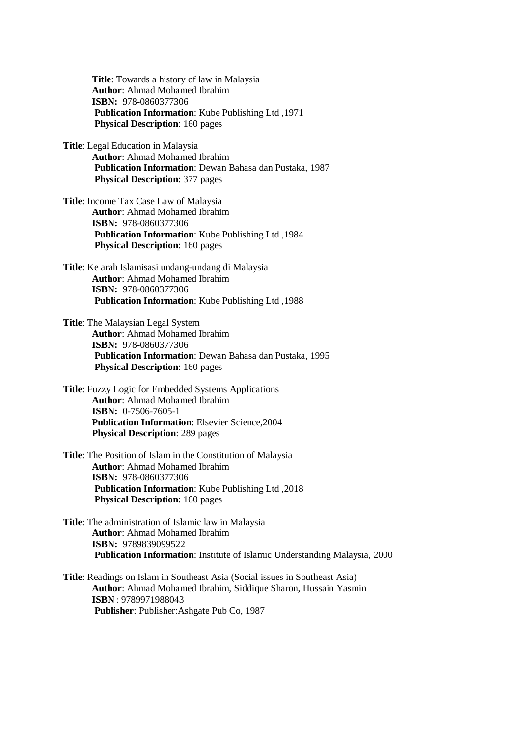**Title**: Towards a history of law in Malaysia
**Author**: Ahmad Mohamed Ibrahim
**ISBN:** 978-0860377306
**Publication Information**: Kube Publishing Ltd ,1971
**Physical Description**: 160 pages

**Title**: Legal Education in Malaysia
**Author**: Ahmad Mohamed Ibrahim
**Publication Information**: Dewan Bahasa dan Pustaka, 1987
**Physical Description**: 377 pages

**Title**: Income Tax Case Law of Malaysia
**Author**: Ahmad Mohamed Ibrahim
**ISBN:** 978-0860377306
**Publication Information**: Kube Publishing Ltd ,1984
**Physical Description**: 160 pages

**Title**: Ke arah Islamisasi undang-undang di Malaysia
**Author**: Ahmad Mohamed Ibrahim
**ISBN:** 978-0860377306
**Publication Information**: Kube Publishing Ltd ,1988

**Title**: The Malaysian Legal System
**Author**: Ahmad Mohamed Ibrahim
**ISBN:** 978-0860377306
**Publication Information**: Dewan Bahasa dan Pustaka, 1995
**Physical Description**: 160 pages

**Title**: Fuzzy Logic for Embedded Systems Applications
**Author**: Ahmad Mohamed Ibrahim
**ISBN:** 0-7506-7605-1
**Publication Information**: Elsevier Science,2004
**Physical Description**: 289 pages

**Title**: The Position of Islam in the Constitution of Malaysia
**Author**: Ahmad Mohamed Ibrahim
**ISBN:** 978-0860377306
**Publication Information**: Kube Publishing Ltd ,2018
**Physical Description**: 160 pages

**Title**: The administration of Islamic law in Malaysia
**Author**: Ahmad Mohamed Ibrahim
**ISBN:** 9789839099522
**Publication Information**: Institute of Islamic Understanding Malaysia, 2000

**Title**: Readings on Islam in Southeast Asia (Social issues in Southeast Asia)
**Author**: Ahmad Mohamed Ibrahim, Siddique Sharon, Hussain Yasmin
**ISBN** : 9789971988043
**Publisher**: Publisher:Ashgate Pub Co, 1987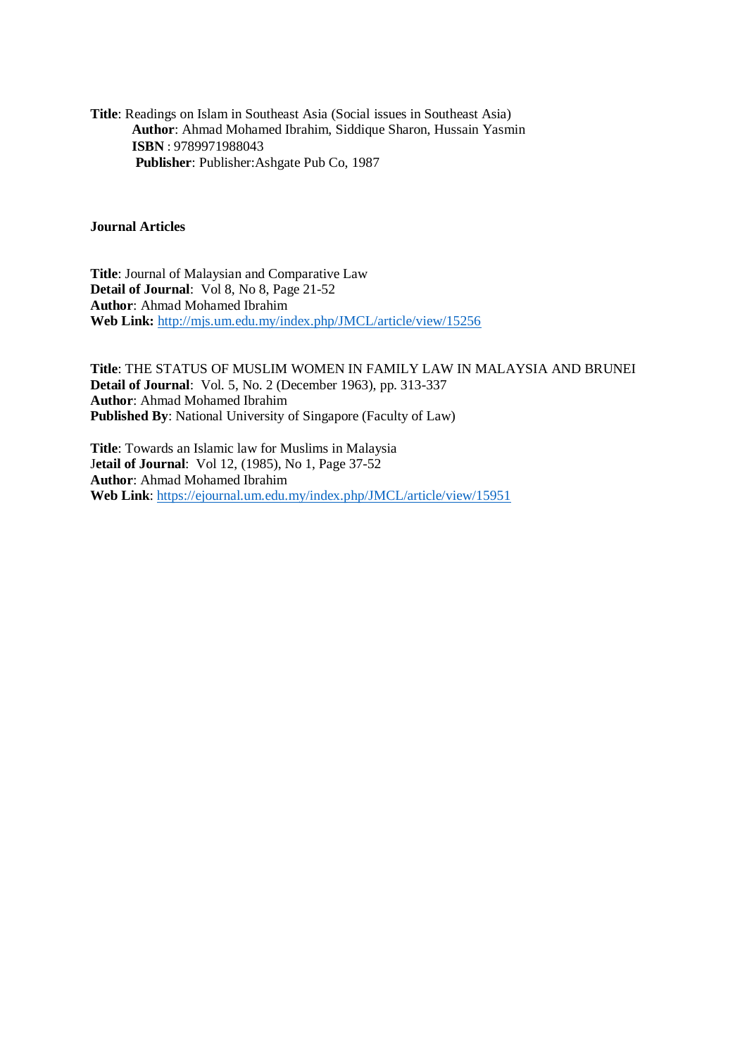**Title**: Readings on Islam in Southeast Asia (Social issues in Southeast Asia)
**Author**: Ahmad Mohamed Ibrahim, Siddique Sharon, Hussain Yasmin
**ISBN** : 9789971988043
**Publisher**: Publisher:Ashgate Pub Co, 1987

**Journal Articles**

**Title**: Journal of Malaysian and Comparative Law
**Detail of Journal**: Vol 8, No 8, Page 21-52
**Author**: Ahmad Mohamed Ibrahim
**Web Link:** http://mjs.um.edu.my/index.php/JMCL/article/view/15256

**Title**: THE STATUS OF MUSLIM WOMEN IN FAMILY LAW IN MALAYSIA AND BRUNEI
**Detail of Journal**: Vol. 5, No. 2 (December 1963), pp. 313-337
**Author**: Ahmad Mohamed Ibrahim
**Published By**: National University of Singapore (Faculty of Law)

**Title**: Towards an Islamic law for Muslims in Malaysia
J**etail of Journal**: Vol 12, (1985), No 1, Page 37-52
**Author**: Ahmad Mohamed Ibrahim
**Web Link**: https://ejournal.um.edu.my/index.php/JMCL/article/view/15951